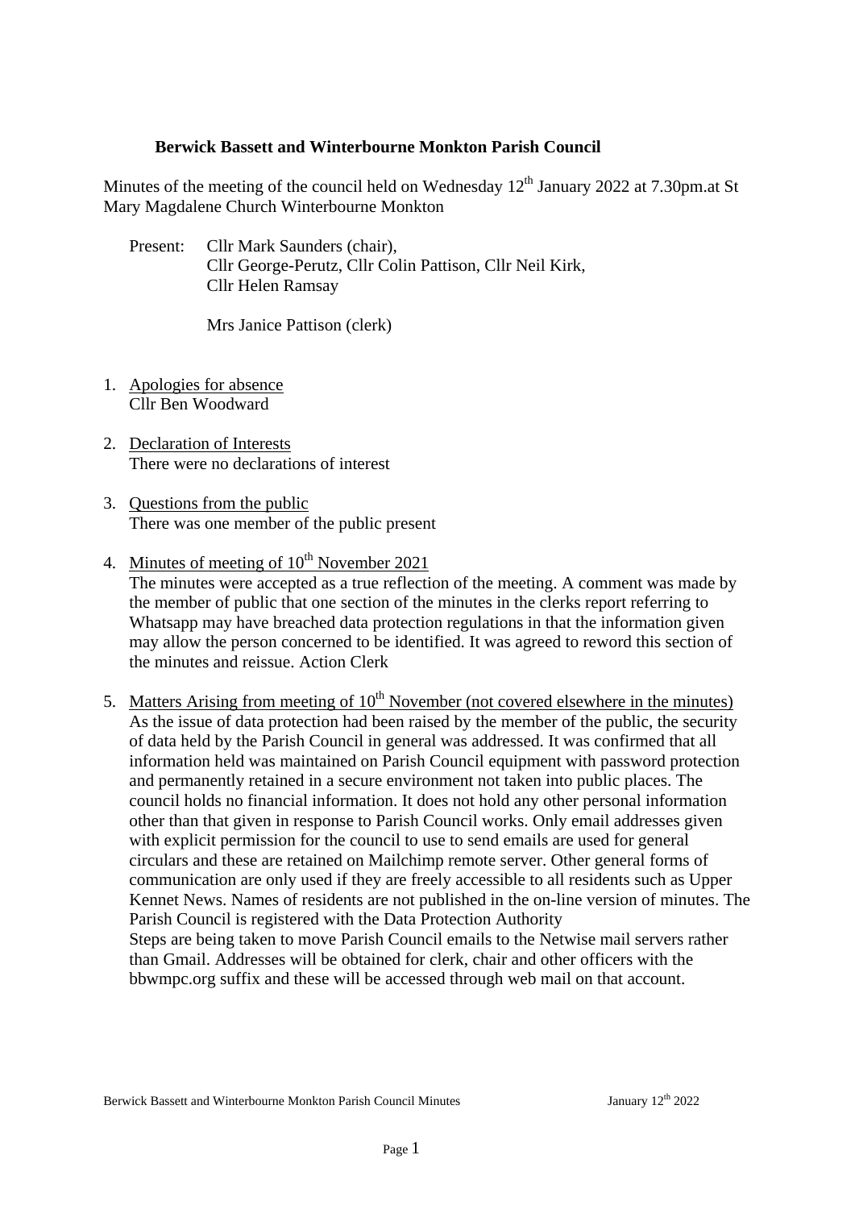**Berwick Bassett and Winterbourne Monkton Parish Council**

Minutes of the meeting of the council held on Wednesday 12th January 2022 at 7.30pm.at St Mary Magdalene Church Winterbourne Monkton

Present: Cllr Mark Saunders (chair),
Cllr George-Perutz, Cllr Colin Pattison, Cllr Neil Kirk,
Cllr Helen Ramsay

Mrs Janice Pattison (clerk)

1. Apologies for absence
Cllr Ben Woodward

2. Declaration of Interests
There were no declarations of interest

3. Questions from the public
There was one member of the public present

4. Minutes of meeting of 10th November 2021
The minutes were accepted as a true reflection of the meeting. A comment was made by the member of public that one section of the minutes in the clerks report referring to Whatsapp may have breached data protection regulations in that the information given may allow the person concerned to be identified. It was agreed to reword this section of the minutes and reissue. Action Clerk

5. Matters Arising from meeting of 10th November (not covered elsewhere in the minutes)
As the issue of data protection had been raised by the member of the public, the security of data held by the Parish Council in general was addressed. It was confirmed that all information held was maintained on Parish Council equipment with password protection and permanently retained in a secure environment not taken into public places. The council holds no financial information. It does not hold any other personal information other than that given in response to Parish Council works. Only email addresses given with explicit permission for the council to use to send emails are used for general circulars and these are retained on Mailchimp remote server. Other general forms of communication are only used if they are freely accessible to all residents such as Upper Kennet News. Names of residents are not published in the on-line version of minutes. The Parish Council is registered with the Data Protection Authority
Steps are being taken to move Parish Council emails to the Netwise mail servers rather than Gmail. Addresses will be obtained for clerk, chair and other officers with the bbwmpc.org suffix and these will be accessed through web mail on that account.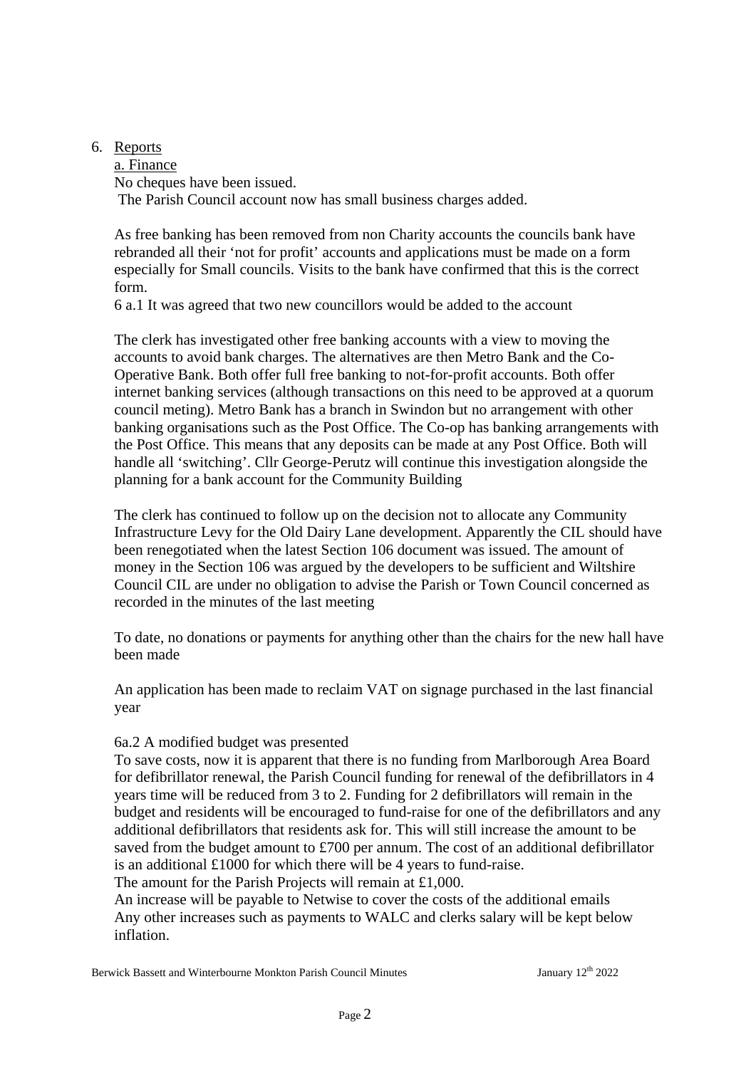6. Reports

a. Finance

No cheques have been issued.

The Parish Council account now has small business charges added.

As free banking has been removed from non Charity accounts the councils bank have rebranded all their 'not for profit' accounts and applications must be made on a form especially for Small councils. Visits to the bank have confirmed that this is the correct form.

6 a.1 It was agreed that two new councillors would be added to the account

The clerk has investigated other free banking accounts with a view to moving the accounts to avoid bank charges. The alternatives are then Metro Bank and the Co-Operative Bank. Both offer full free banking to not-for-profit accounts. Both offer internet banking services (although transactions on this need to be approved at a quorum council meting). Metro Bank has a branch in Swindon but no arrangement with other banking organisations such as the Post Office. The Co-op has banking arrangements with the Post Office. This means that any deposits can be made at any Post Office. Both will handle all 'switching'. Cllr George-Perutz will continue this investigation alongside the planning for a bank account for the Community Building

The clerk has continued to follow up on the decision not to allocate any Community Infrastructure Levy for the Old Dairy Lane development. Apparently the CIL should have been renegotiated when the latest Section 106 document was issued. The amount of money in the Section 106 was argued by the developers to be sufficient and Wiltshire Council CIL are under no obligation to advise the Parish or Town Council concerned as recorded in the minutes of the last meeting

To date, no donations or payments for anything other than the chairs for the new hall have been made

An application has been made to reclaim VAT on signage purchased in the last financial year

6a.2 A modified budget was presented

To save costs, now it is apparent that there is no funding from Marlborough Area Board for defibrillator renewal, the Parish Council funding for renewal of the defibrillators in 4 years time will be reduced from 3 to 2. Funding for 2 defibrillators will remain in the budget and residents will be encouraged to fund-raise for one of the defibrillators and any additional defibrillators that residents ask for. This will still increase the amount to be saved from the budget amount to £700 per annum. The cost of an additional defibrillator is an additional £1000 for which there will be 4 years to fund-raise.

The amount for the Parish Projects will remain at £1,000.

An increase will be payable to Netwise to cover the costs of the additional emails

Any other increases such as payments to WALC and clerks salary will be kept below inflation.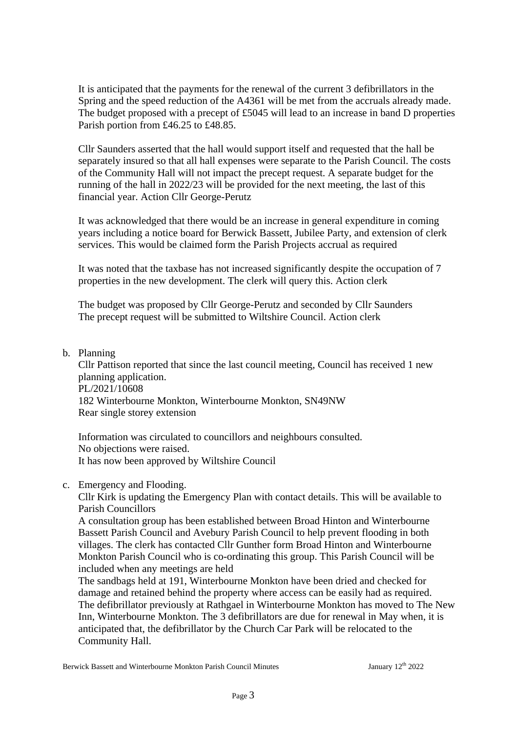It is anticipated that the payments for the renewal of the current 3 defibrillators in the Spring and the speed reduction of the A4361 will be met from the accruals already made. The budget proposed with a precept of £5045 will lead to an increase in band D properties Parish portion from £46.25 to £48.85.

Cllr Saunders asserted that the hall would support itself and requested that the hall be separately insured so that all hall expenses were separate to the Parish Council. The costs of the Community Hall will not impact the precept request. A separate budget for the running of the hall in 2022/23 will be provided for the next meeting, the last of this financial year. Action Cllr George-Perutz

It was acknowledged that there would be an increase in general expenditure in coming years including a notice board for Berwick Bassett, Jubilee Party, and extension of clerk services. This would be claimed form the Parish Projects accrual as required

It was noted that the taxbase has not increased significantly despite the occupation of 7 properties in the new development. The clerk will query this. Action clerk

The budget was proposed by Cllr George-Perutz and seconded by Cllr Saunders
The precept request will be submitted to Wiltshire Council. Action clerk

b. Planning
   Cllr Pattison reported that since the last council meeting, Council has received 1 new planning application.
   PL/2021/10608
   182 Winterbourne Monkton, Winterbourne Monkton, SN49NW
   Rear single storey extension

   Information was circulated to councillors and neighbours consulted.
   No objections were raised.
   It has now been approved by Wiltshire Council

c. Emergency and Flooding.
   Cllr Kirk is updating the Emergency Plan with contact details. This will be available to Parish Councillors
   A consultation group has been established between Broad Hinton and Winterbourne Bassett Parish Council and Avebury Parish Council to help prevent flooding in both villages. The clerk has contacted Cllr Gunther form Broad Hinton and Winterbourne Monkton Parish Council who is co-ordinating this group. This Parish Council will be included when any meetings are held
   The sandbags held at 191, Winterbourne Monkton have been dried and checked for damage and retained behind the property where access can be easily had as required.
   The defibrillator previously at Rathgael in Winterbourne Monkton has moved to The New Inn, Winterbourne Monkton. The 3 defibrillators are due for renewal in May when, it is anticipated that, the defibrillator by the Church Car Park will be relocated to the Community Hall.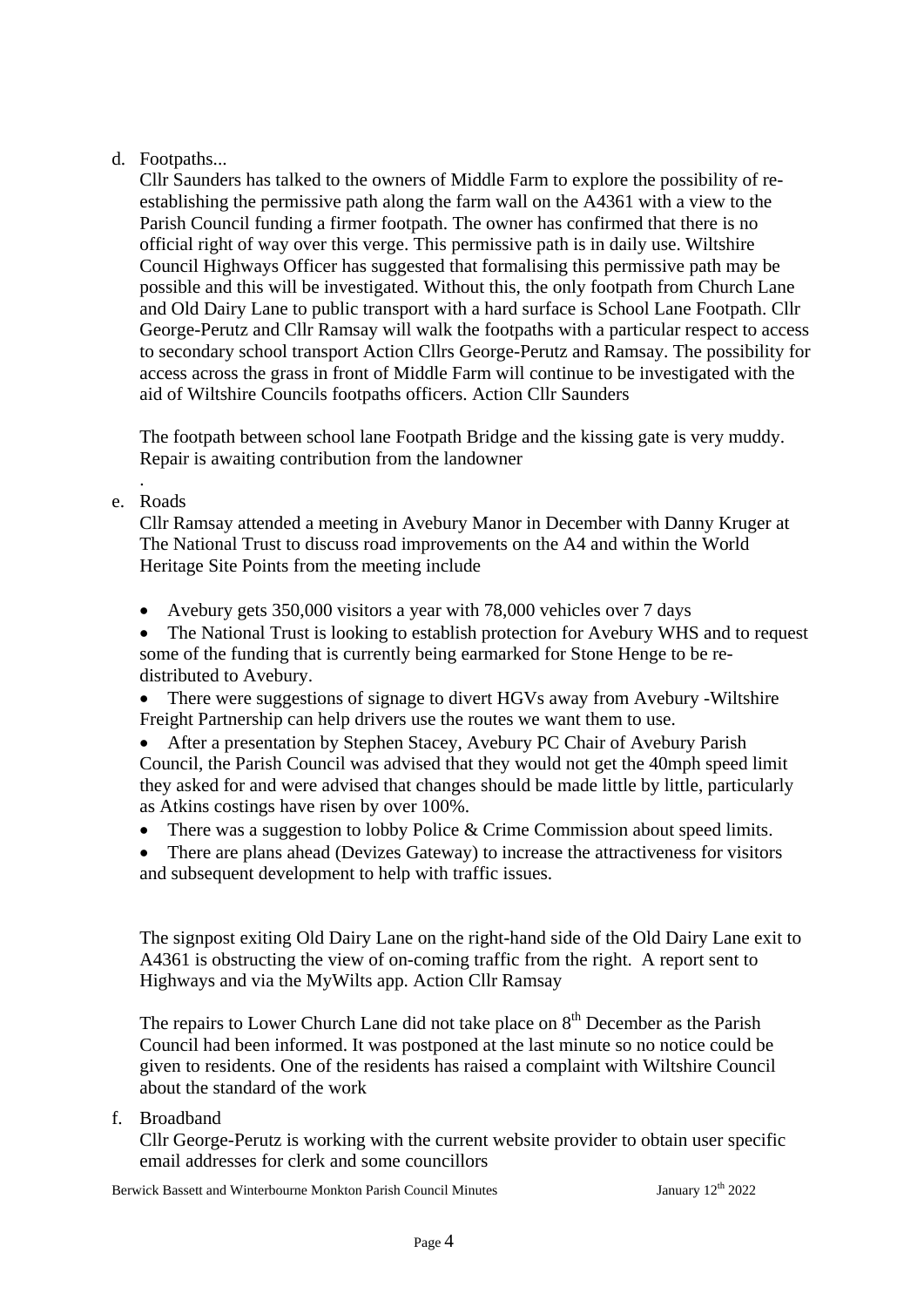d. Footpaths...

Cllr Saunders has talked to the owners of Middle Farm to explore the possibility of re-establishing the permissive path along the farm wall on the A4361 with a view to the Parish Council funding a firmer footpath. The owner has confirmed that there is no official right of way over this verge. This permissive path is in daily use. Wiltshire Council Highways Officer has suggested that formalising this permissive path may be possible and this will be investigated. Without this, the only footpath from Church Lane and Old Dairy Lane to public transport with a hard surface is School Lane Footpath. Cllr George-Perutz and Cllr Ramsay will walk the footpaths with a particular respect to access to secondary school transport Action Cllrs George-Perutz and Ramsay. The possibility for access across the grass in front of Middle Farm will continue to be investigated with the aid of Wiltshire Councils footpaths officers. Action Cllr Saunders

The footpath between school lane Footpath Bridge and the kissing gate is very muddy. Repair is awaiting contribution from the landowner

.

e. Roads

Cllr Ramsay attended a meeting in Avebury Manor in December with Danny Kruger at The National Trust to discuss road improvements on the A4 and within the World Heritage Site Points from the meeting include

- Avebury gets 350,000 visitors a year with 78,000 vehicles over 7 days
- The National Trust is looking to establish protection for Avebury WHS and to request some of the funding that is currently being earmarked for Stone Henge to be re-distributed to Avebury.
- There were suggestions of signage to divert HGVs away from Avebury -Wiltshire Freight Partnership can help drivers use the routes we want them to use.
- After a presentation by Stephen Stacey, Avebury PC Chair of Avebury Parish Council, the Parish Council was advised that they would not get the 40mph speed limit they asked for and were advised that changes should be made little by little, particularly as Atkins costings have risen by over 100%.
- There was a suggestion to lobby Police & Crime Commission about speed limits.
- There are plans ahead (Devizes Gateway) to increase the attractiveness for visitors and subsequent development to help with traffic issues.

The signpost exiting Old Dairy Lane on the right-hand side of the Old Dairy Lane exit to A4361 is obstructing the view of on-coming traffic from the right. A report sent to Highways and via the MyWilts app. Action Cllr Ramsay

The repairs to Lower Church Lane did not take place on 8th December as the Parish Council had been informed. It was postponed at the last minute so no notice could be given to residents. One of the residents has raised a complaint with Wiltshire Council about the standard of the work

f. Broadband

Cllr George-Perutz is working with the current website provider to obtain user specific email addresses for clerk and some councillors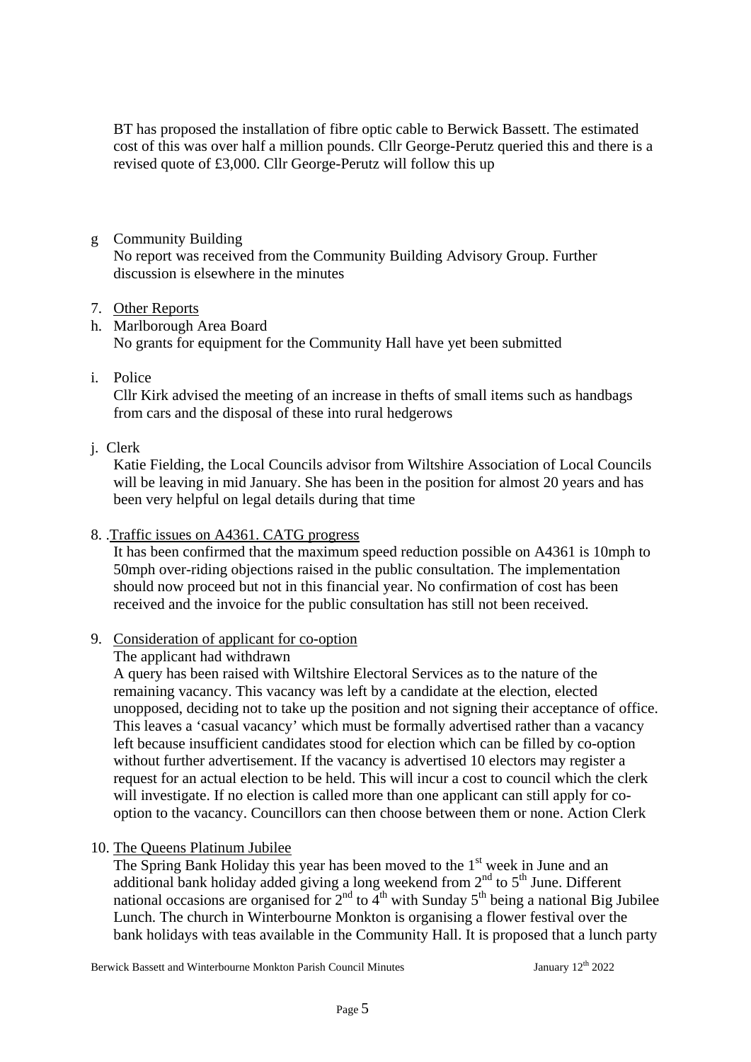BT has proposed the installation of fibre optic cable to Berwick Bassett. The estimated cost of this was over half a million pounds. Cllr George-Perutz queried this and there is a revised quote of £3,000. Cllr George-Perutz will follow this up

g Community Building

No report was received from the Community Building Advisory Group. Further discussion is elsewhere in the minutes

7. Other Reports

h. Marlborough Area Board

No grants for equipment for the Community Hall have yet been submitted

i. Police

Cllr Kirk advised the meeting of an increase in thefts of small items such as handbags from cars and the disposal of these into rural hedgerows

j. Clerk

Katie Fielding, the Local Councils advisor from Wiltshire Association of Local Councils will be leaving in mid January. She has been in the position for almost 20 years and has been very helpful on legal details during that time

8. .Traffic issues on A4361. CATG progress

It has been confirmed that the maximum speed reduction possible on A4361 is 10mph to 50mph over-riding objections raised in the public consultation. The implementation should now proceed but not in this financial year. No confirmation of cost has been received and the invoice for the public consultation has still not been received.

9. Consideration of applicant for co-option

The applicant had withdrawn

A query has been raised with Wiltshire Electoral Services as to the nature of the remaining vacancy. This vacancy was left by a candidate at the election, elected unopposed, deciding not to take up the position and not signing their acceptance of office. This leaves a 'casual vacancy' which must be formally advertised rather than a vacancy left because insufficient candidates stood for election which can be filled by co-option without further advertisement. If the vacancy is advertised 10 electors may register a request for an actual election to be held. This will incur a cost to council which the clerk will investigate. If no election is called more than one applicant can still apply for co-option to the vacancy. Councillors can then choose between them or none. Action Clerk

10. The Queens Platinum Jubilee

The Spring Bank Holiday this year has been moved to the 1st week in June and an additional bank holiday added giving a long weekend from 2nd to 5th June. Different national occasions are organised for 2nd to 4th with Sunday 5th being a national Big Jubilee Lunch. The church in Winterbourne Monkton is organising a flower festival over the bank holidays with teas available in the Community Hall. It is proposed that a lunch party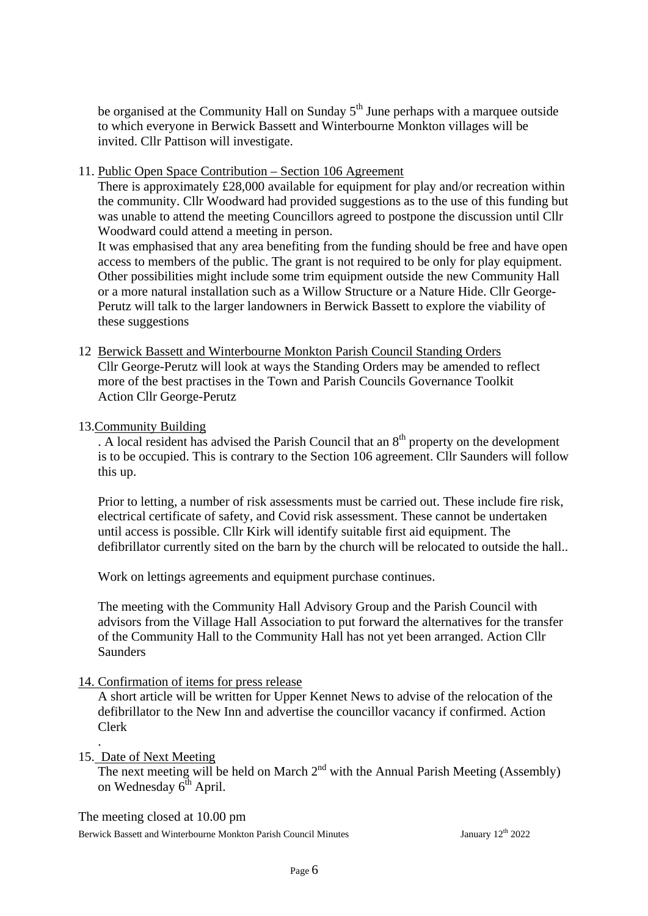be organised at the Community Hall on Sunday 5th June perhaps with a marquee outside to which everyone in Berwick Bassett and Winterbourne Monkton villages will be invited. Cllr Pattison will investigate.

11. <u>Public Open Space Contribution – Section 106 Agreement</u>

    There is approximately £28,000 available for equipment for play and/or recreation within the community. Cllr Woodward had provided suggestions as to the use of this funding but was unable to attend the meeting Councillors agreed to postpone the discussion until Cllr Woodward could attend a meeting in person.

    It was emphasised that any area benefiting from the funding should be free and have open access to members of the public. The grant is not required to be only for play equipment. Other possibilities might include some trim equipment outside the new Community Hall or a more natural installation such as a Willow Structure or a Nature Hide. Cllr George-Perutz will talk to the larger landowners in Berwick Bassett to explore the viability of these suggestions

12. <u>Berwick Bassett and Winterbourne Monkton Parish Council Standing Orders</u>

    Cllr George-Perutz will look at ways the Standing Orders may be amended to reflect more of the best practises in the Town and Parish Councils Governance Toolkit
    Action Cllr George-Perutz

13. <u>Community Building</u>

    . A local resident has advised the Parish Council that an 8th property on the development is to be occupied. This is contrary to the Section 106 agreement. Cllr Saunders will follow this up.

    Prior to letting, a number of risk assessments must be carried out. These include fire risk, electrical certificate of safety, and Covid risk assessment. These cannot be undertaken until access is possible. Cllr Kirk will identify suitable first aid equipment. The defibrillator currently sited on the barn by the church will be relocated to outside the hall..

    Work on lettings agreements and equipment purchase continues.

    The meeting with the Community Hall Advisory Group and the Parish Council with advisors from the Village Hall Association to put forward the alternatives for the transfer of the Community Hall to the Community Hall has not yet been arranged. Action Cllr Saunders

14. <u>Confirmation of items for press release</u>

    A short article will be written for Upper Kennet News to advise of the relocation of the defibrillator to the New Inn and advertise the councillor vacancy if confirmed. Action Clerk

.

15. <u>Date of Next Meeting</u>

    The next meeting will be held on March 2nd with the Annual Parish Meeting (Assembly) on Wednesday 6th April.

The meeting closed at 10.00 pm

Berwick Bassett and Winterbourne Monkton Parish Council Minutes January 12th 2022